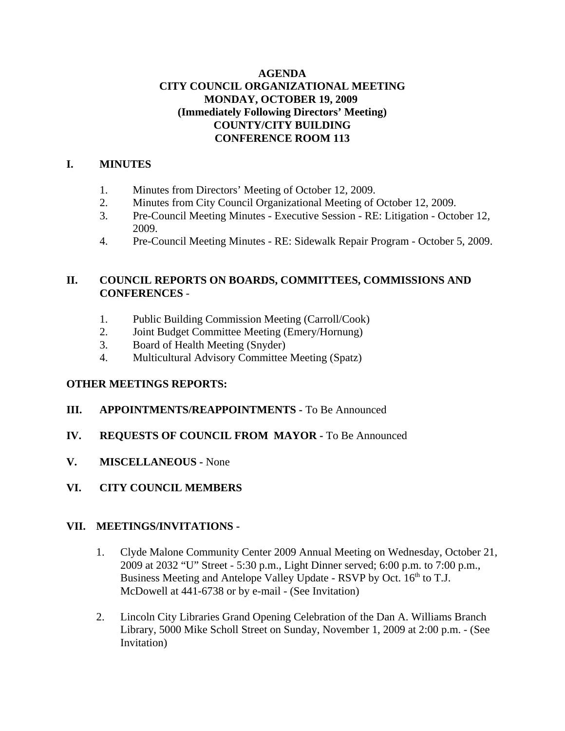**AGENDA**
**CITY COUNCIL ORGANIZATIONAL MEETING**
**MONDAY, OCTOBER 19, 2009**
**(Immediately Following Directors' Meeting)**
**COUNTY/CITY BUILDING**
**CONFERENCE ROOM 113**

## I. MINUTES

1. Minutes from Directors' Meeting of October 12, 2009.
2. Minutes from City Council Organizational Meeting of October 12, 2009.
3. Pre-Council Meeting Minutes - Executive Session - RE: Litigation - October 12, 2009.
4. Pre-Council Meeting Minutes - RE: Sidewalk Repair Program - October 5, 2009.

## II. COUNCIL REPORTS ON BOARDS, COMMITTEES, COMMISSIONS AND CONFERENCES -

1. Public Building Commission Meeting (Carroll/Cook)
2. Joint Budget Committee Meeting (Emery/Hornung)
3. Board of Health Meeting (Snyder)
4. Multicultural Advisory Committee Meeting (Spatz)

**OTHER MEETINGS REPORTS:**

## III. APPOINTMENTS/REAPPOINTMENTS - To Be Announced

## IV. REQUESTS OF COUNCIL FROM MAYOR - To Be Announced

## V. MISCELLANEOUS - None

## VI. CITY COUNCIL MEMBERS

## VII. MEETINGS/INVITATIONS -

1. Clyde Malone Community Center 2009 Annual Meeting on Wednesday, October 21, 2009 at 2032 "U" Street - 5:30 p.m., Light Dinner served; 6:00 p.m. to 7:00 p.m., Business Meeting and Antelope Valley Update - RSVP by Oct. 16th to T.J. McDowell at 441-6738 or by e-mail - (See Invitation)

2. Lincoln City Libraries Grand Opening Celebration of the Dan A. Williams Branch Library, 5000 Mike Scholl Street on Sunday, November 1, 2009 at 2:00 p.m. - (See Invitation)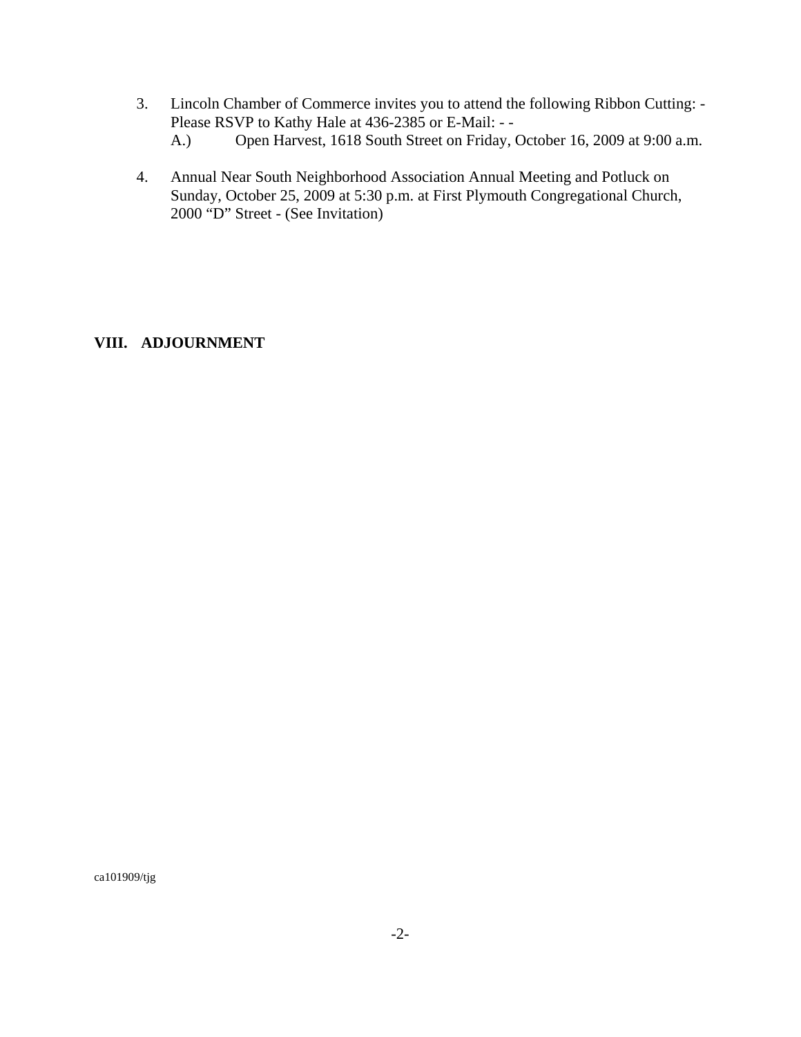3. Lincoln Chamber of Commerce invites you to attend the following Ribbon Cutting: - Please RSVP to Kathy Hale at 436-2385 or E-Mail: - -
   A.) Open Harvest, 1618 South Street on Friday, October 16, 2009 at 9:00 a.m.

4. Annual Near South Neighborhood Association Annual Meeting and Potluck on Sunday, October 25, 2009 at 5:30 p.m. at First Plymouth Congregational Church, 2000 "D" Street - (See Invitation)

## VIII. ADJOURNMENT

ca101909/tjg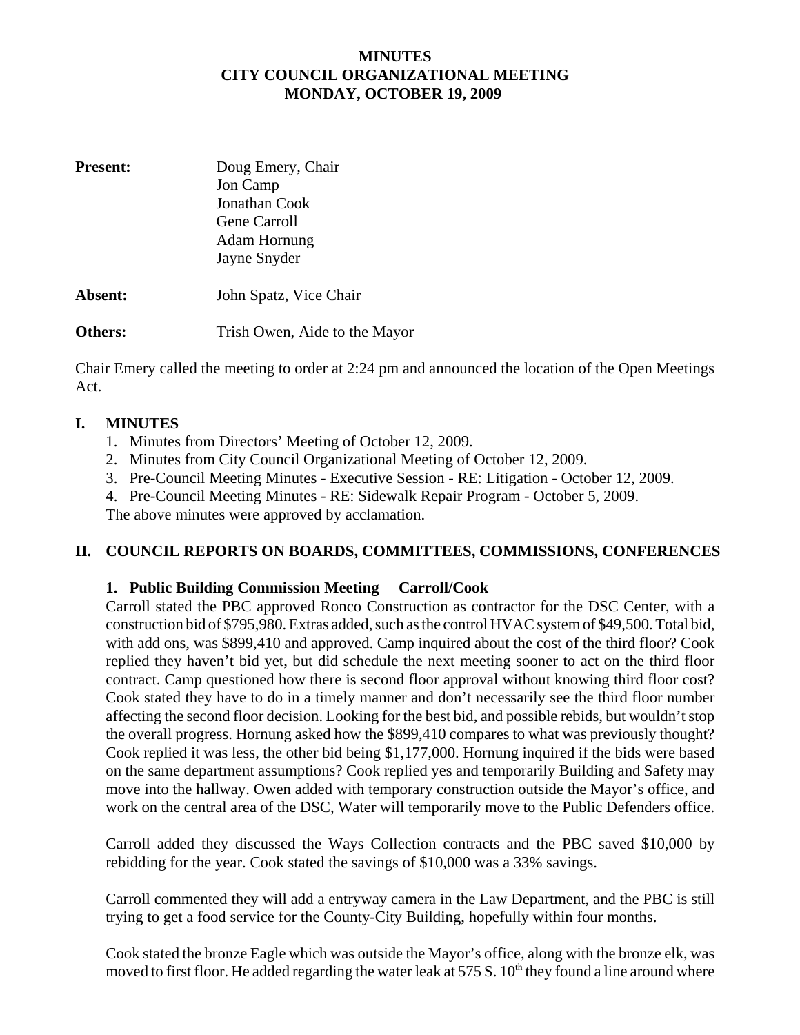**MINUTES**
**CITY COUNCIL ORGANIZATIONAL MEETING**
**MONDAY, OCTOBER 19, 2009**

**Present:** Doug Emery, Chair
Jon Camp
Jonathan Cook
Gene Carroll
Adam Hornung
Jayne Snyder

**Absent:** John Spatz, Vice Chair

**Others:** Trish Owen, Aide to the Mayor

Chair Emery called the meeting to order at 2:24 pm and announced the location of the Open Meetings Act.

## I. MINUTES

1. Minutes from Directors' Meeting of October 12, 2009.
2. Minutes from City Council Organizational Meeting of October 12, 2009.
3. Pre-Council Meeting Minutes - Executive Session - RE: Litigation - October 12, 2009.
4. Pre-Council Meeting Minutes - RE: Sidewalk Repair Program - October 5, 2009.

The above minutes were approved by acclamation.

## II. COUNCIL REPORTS ON BOARDS, COMMITTEES, COMMISSIONS, CONFERENCES

### 1. Public Building Commission Meeting Carroll/Cook

Carroll stated the PBC approved Ronco Construction as contractor for the DSC Center, with a construction bid of $795,980. Extras added, such as the control HVAC system of $49,500. Total bid, with add ons, was $899,410 and approved. Camp inquired about the cost of the third floor? Cook replied they haven't bid yet, but did schedule the next meeting sooner to act on the third floor contract. Camp questioned how there is second floor approval without knowing third floor cost? Cook stated they have to do in a timely manner and don't necessarily see the third floor number affecting the second floor decision. Looking for the best bid, and possible rebids, but wouldn't stop the overall progress. Hornung asked how the $899,410 compares to what was previously thought? Cook replied it was less, the other bid being $1,177,000. Hornung inquired if the bids were based on the same department assumptions? Cook replied yes and temporarily Building and Safety may move into the hallway. Owen added with temporary construction outside the Mayor's office, and work on the central area of the DSC, Water will temporarily move to the Public Defenders office.

Carroll added they discussed the Ways Collection contracts and the PBC saved $10,000 by rebidding for the year. Cook stated the savings of $10,000 was a 33% savings.

Carroll commented they will add a entryway camera in the Law Department, and the PBC is still trying to get a food service for the County-City Building, hopefully within four months.

Cook stated the bronze Eagle which was outside the Mayor's office, along with the bronze elk, was moved to first floor. He added regarding the water leak at 575 S. 10th they found a line around where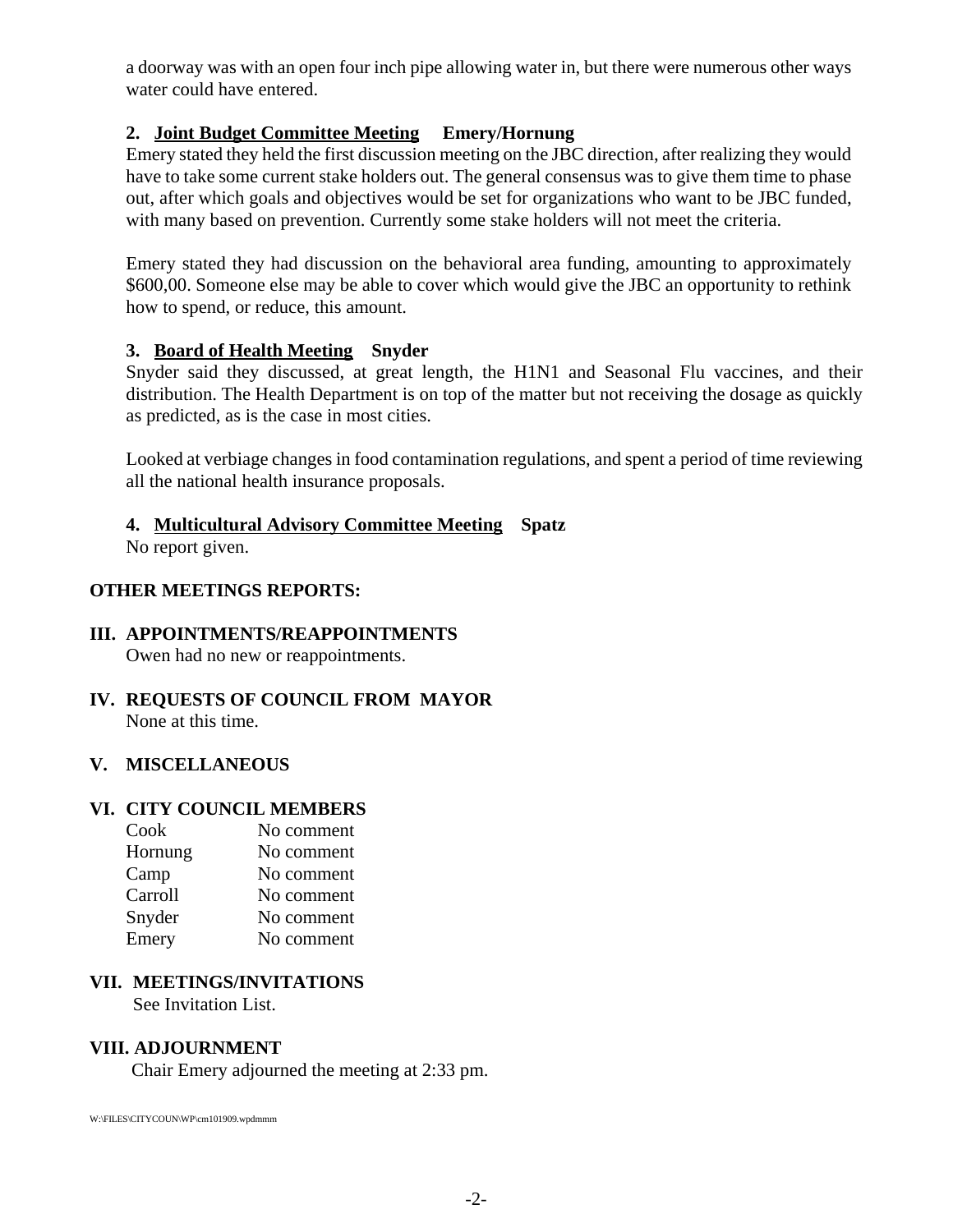a doorway was with an open four inch pipe allowing water in, but there were numerous other ways water could have entered.

**2. Joint Budget Committee Meeting  Emery/Hornung**

Emery stated they held the first discussion meeting on the JBC direction, after realizing they would have to take some current stake holders out. The general consensus was to give them time to phase out, after which goals and objectives would be set for organizations who want to be JBC funded, with many based on prevention. Currently some stake holders will not meet the criteria.

Emery stated they had discussion on the behavioral area funding, amounting to approximately $600,00. Someone else may be able to cover which would give the JBC an opportunity to rethink how to spend, or reduce, this amount.

**3. Board of Health Meeting  Snyder**

Snyder said they discussed, at great length, the H1N1 and Seasonal Flu vaccines, and their distribution. The Health Department is on top of the matter but not receiving the dosage as quickly as predicted, as is the case in most cities.

Looked at verbiage changes in food contamination regulations, and spent a period of time reviewing all the national health insurance proposals.

**4. Multicultural Advisory Committee Meeting  Spatz**

No report given.

## OTHER MEETINGS REPORTS:

## III. APPOINTMENTS/REAPPOINTMENTS

Owen had no new or reappointments.

## IV. REQUESTS OF COUNCIL FROM MAYOR

None at this time.

## V. MISCELLANEOUS

## VI. CITY COUNCIL MEMBERS

| | |
|---|---|
| Cook | No comment |
| Hornung | No comment |
| Camp | No comment |
| Carroll | No comment |
| Snyder | No comment |
| Emery | No comment |

## VII. MEETINGS/INVITATIONS

See Invitation List.

## VIII. ADJOURNMENT

Chair Emery adjourned the meeting at 2:33 pm.

W:\FILES\CITYCOUN\WP\cm101909.wpdmmm